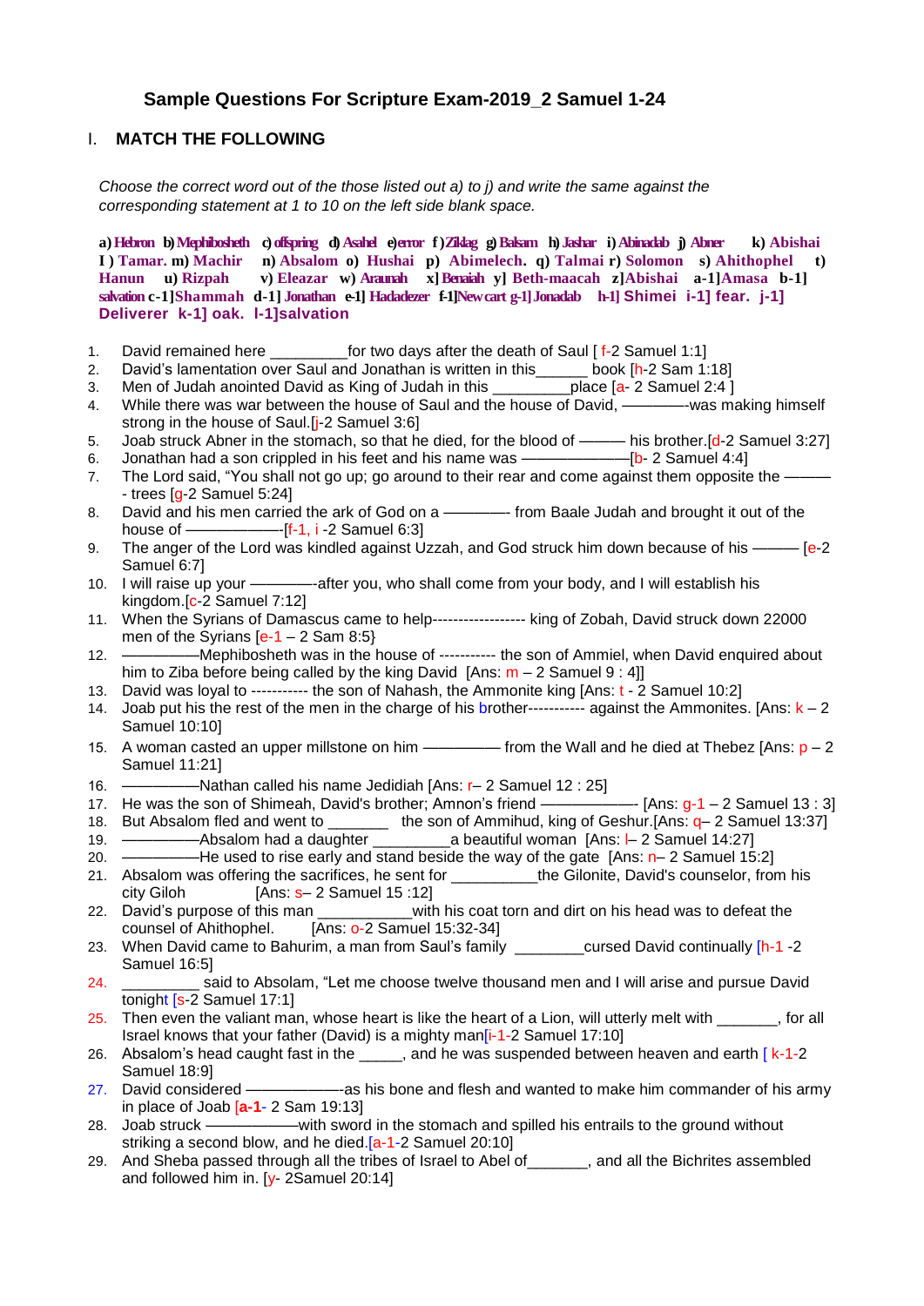# Sample Questions For Scripture Exam-2019_2 Samuel 1-24

## I. MATCH THE FOLLOWING

*Choose the correct word out of the those listed out a) to j) and write the same against the corresponding statement at 1 to 10 on the left side blank space.*

**a) Hebron b) Mephibosheth c) offspring d) Asahel e) error f ) Ziklag g) Balsam h) Jashar i) Abinadab j) Abner k) Abishai I ) Tamar. m) Machir n) Absalom o) Hushai p) Abimelech. q) Talmai r) Solomon s) Ahithophel t) Hanun u) Rizpah v) Eleazar w) Araunah x] Benaiah y] Beth-maacah z]Abishai a-1]Amasa b-1] salvation c-1]Shammah d-1] Jonathan e-1] Hadadezer f-1]New cart g-1] Jonadab h-1] Shimei i-1] fear. j-1] Deliverer k-1] oak. l-1]salvation**

1. David remained here _________for two days after the death of Saul [ f-2 Samuel 1:1]
2. David's lamentation over Saul and Jonathan is written in this______ book [h-2 Sam 1:18]
3. Men of Judah anointed David as King of Judah in this _________place [a- 2 Samuel 2:4 ]
4. While there was war between the house of Saul and the house of David, ————-was making himself strong in the house of Saul.[j-2 Samuel 3:6]
5. Joab struck Abner in the stomach, so that he died, for the blood of ——— his brother.[d-2 Samuel 3:27]
6. Jonathan had a son crippled in his feet and his name was ——————[b- 2 Samuel 4:4]
7. The Lord said, "You shall not go up; go around to their rear and come against them opposite the ——— - trees [g-2 Samuel 5:24]
8. David and his men carried the ark of God on a ————- from Baale Judah and brought it out of the house of ——————-[f-1, i -2 Samuel 6:3]
9. The anger of the Lord was kindled against Uzzah, and God struck him down because of his ——— [e-2 Samuel 6:7]
10. I will raise up your ————-after you, who shall come from your body, and I will establish his kingdom.[c-2 Samuel 7:12]
11. When the Syrians of Damascus came to help------------------ king of Zobah, David struck down 22000 men of the Syrians [e-1 – 2 Sam 8:5}
12. —————Mephibosheth was in the house of ----------- the son of Ammiel, when David enquired about him to Ziba before being called by the king David [Ans: m – 2 Samuel 9 : 4]]
13. David was loyal to ----------- the son of Nahash, the Ammonite king [Ans: t - 2 Samuel 10:2]
14. Joab put his the rest of the men in the charge of his brother----------- against the Ammonites. [Ans: k – 2 Samuel 10:10]
15. A woman casted an upper millstone on him ————— from the Wall and he died at Thebez [Ans: p – 2 Samuel 11:21]
16. —————Nathan called his name Jedidiah [Ans: r– 2 Samuel 12 : 25]
17. He was the son of Shimeah, David's brother; Amnon's friend —————— [Ans: g-1 – 2 Samuel 13 : 3]
18. But Absalom fled and went to _______ the son of Ammihud, king of Geshur.[Ans: q– 2 Samuel 13:37]
19. —————Absalom had a daughter _________a beautiful woman [Ans: l– 2 Samuel 14:27]
20. —————He used to rise early and stand beside the way of the gate [Ans: n– 2 Samuel 15:2]
21. Absalom was offering the sacrifices, he sent for __________the Gilonite, David's counselor, from his city Giloh [Ans: s– 2 Samuel 15 :12]
22. David's purpose of this man ___________with his coat torn and dirt on his head was to defeat the counsel of Ahithophel. [Ans: o-2 Samuel 15:32-34]
23. When David came to Bahurim, a man from Saul's family ________cursed David continually [h-1 -2 Samuel 16:5]
24. _________ said to Absolam, "Let me choose twelve thousand men and I will arise and pursue David tonight [s-2 Samuel 17:1]
25. Then even the valiant man, whose heart is like the heart of a Lion, will utterly melt with _______, for all Israel knows that your father (David) is a mighty man[i-1-2 Samuel 17:10]
26. Absalom's head caught fast in the _____, and he was suspended between heaven and earth [ k-1-2 Samuel 18:9]
27. David considered ——————-as his bone and flesh and wanted to make him commander of his army in place of Joab [**a-1**- 2 Sam 19:13]
28. Joab struck ——————with sword in the stomach and spilled his entrails to the ground without striking a second blow, and he died.[a-1-2 Samuel 20:10]
29. And Sheba passed through all the tribes of Israel to Abel of_______, and all the Bichrites assembled and followed him in. [y- 2Samuel 20:14]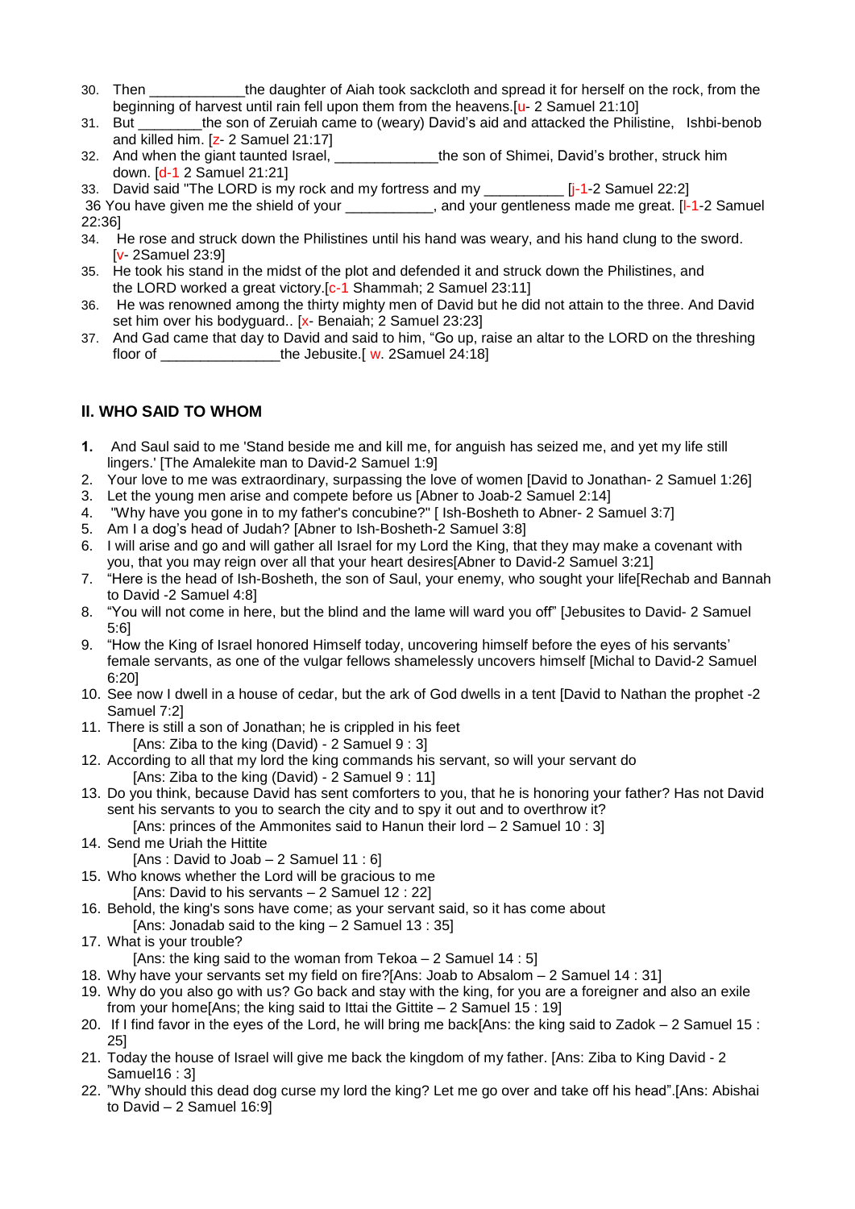30. Then ____________the daughter of Aiah took sackcloth and spread it for herself on the rock, from the beginning of harvest until rain fell upon them from the heavens.[u- 2 Samuel 21:10]
31. But ________the son of Zeruiah came to (weary) David's aid and attacked the Philistine, Ishbi-benob and killed him. [z- 2 Samuel 21:17]
32. And when the giant taunted Israel, _____________the son of Shimei, David's brother, struck him down. [d-1 2 Samuel 21:21]
33. David said "The LORD is my rock and my fortress and my __________ [j-1-2 Samuel 22:2]

36 You have given me the shield of your ___________, and your gentleness made me great. [l-1-2 Samuel 22:36]

34. He rose and struck down the Philistines until his hand was weary, and his hand clung to the sword. [v- 2Samuel 23:9]
35. He took his stand in the midst of the plot and defended it and struck down the Philistines, and the LORD worked a great victory.[c-1 Shammah; 2 Samuel 23:11]
36. He was renowned among the thirty mighty men of David but he did not attain to the three. And David set him over his bodyguard.. [x- Benaiah; 2 Samuel 23:23]
37. And Gad came that day to David and said to him, "Go up, raise an altar to the LORD on the threshing floor of _______________the Jebusite.[ w. 2Samuel 24:18]

## II. WHO SAID TO WHOM

1. And Saul said to me 'Stand beside me and kill me, for anguish has seized me, and yet my life still lingers.' [The Amalekite man to David-2 Samuel 1:9]
2. Your love to me was extraordinary, surpassing the love of women [David to Jonathan- 2 Samuel 1:26]
3. Let the young men arise and compete before us [Abner to Joab-2 Samuel 2:14]
4. "Why have you gone in to my father's concubine?" [ Ish-Bosheth to Abner- 2 Samuel 3:7]
5. Am I a dog's head of Judah? [Abner to Ish-Bosheth-2 Samuel 3:8]
6. I will arise and go and will gather all Israel for my Lord the King, that they may make a covenant with you, that you may reign over all that your heart desires[Abner to David-2 Samuel 3:21]
7. "Here is the head of Ish-Bosheth, the son of Saul, your enemy, who sought your life[Rechab and Bannah to David -2 Samuel 4:8]
8. "You will not come in here, but the blind and the lame will ward you off" [Jebusites to David- 2 Samuel 5:6]
9. "How the King of Israel honored Himself today, uncovering himself before the eyes of his servants' female servants, as one of the vulgar fellows shamelessly uncovers himself [Michal to David-2 Samuel 6:20]
10. See now I dwell in a house of cedar, but the ark of God dwells in a tent [David to Nathan the prophet -2 Samuel 7:2]
11. There is still a son of Jonathan; he is crippled in his feet
    [Ans: Ziba to the king (David) - 2 Samuel 9 : 3]
12. According to all that my lord the king commands his servant, so will your servant do
    [Ans: Ziba to the king (David) - 2 Samuel 9 : 11]
13. Do you think, because David has sent comforters to you, that he is honoring your father? Has not David sent his servants to you to search the city and to spy it out and to overthrow it?
    [Ans: princes of the Ammonites said to Hanun their lord – 2 Samuel 10 : 3]
14. Send me Uriah the Hittite
    [Ans : David to Joab – 2 Samuel 11 : 6]
15. Who knows whether the Lord will be gracious to me
    [Ans: David to his servants – 2 Samuel 12 : 22]
16. Behold, the king's sons have come; as your servant said, so it has come about
    [Ans: Jonadab said to the king – 2 Samuel 13 : 35]
17. What is your trouble?
    [Ans: the king said to the woman from Tekoa – 2 Samuel 14 : 5]
18. Why have your servants set my field on fire?[Ans: Joab to Absalom – 2 Samuel 14 : 31]
19. Why do you also go with us? Go back and stay with the king, for you are a foreigner and also an exile from your home[Ans; the king said to Ittai the Gittite – 2 Samuel 15 : 19]
20. If I find favor in the eyes of the Lord, he will bring me back[Ans: the king said to Zadok – 2 Samuel 15 : 25]
21. Today the house of Israel will give me back the kingdom of my father. [Ans: Ziba to King David - 2 Samuel16 : 3]
22. "Why should this dead dog curse my lord the king? Let me go over and take off his head".[Ans: Abishai to David – 2 Samuel 16:9]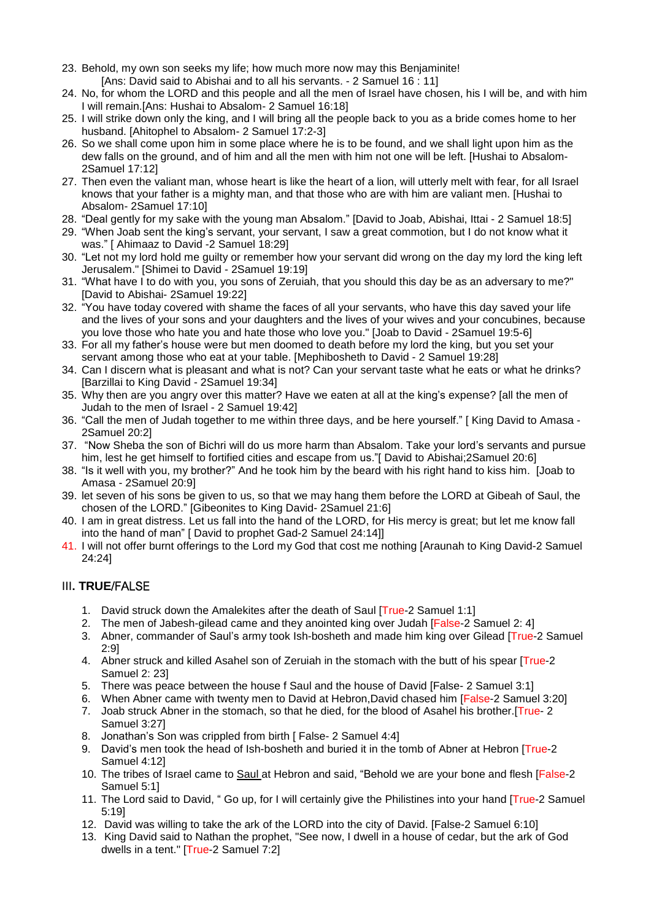23. Behold, my own son seeks my life; how much more now may this Benjaminite!
    [Ans: David said to Abishai and to all his servants. - 2 Samuel 16 : 11]
24. No, for whom the LORD and this people and all the men of Israel have chosen, his I will be, and with him I will remain.[Ans: Hushai to Absalom- 2 Samuel 16:18]
25. I will strike down only the king, and I will bring all the people back to you as a bride comes home to her husband. [Ahitophel to Absalom- 2 Samuel 17:2-3]
26. So we shall come upon him in some place where he is to be found, and we shall light upon him as the dew falls on the ground, and of him and all the men with him not one will be left. [Hushai to Absalom- 2Samuel 17:12]
27. Then even the valiant man, whose heart is like the heart of a lion, will utterly melt with fear, for all Israel knows that your father is a mighty man, and that those who are with him are valiant men. [Hushai to Absalom- 2Samuel 17:10]
28. "Deal gently for my sake with the young man Absalom." [David to Joab, Abishai, Ittai - 2 Samuel 18:5]
29. "When Joab sent the king's servant, your servant, I saw a great commotion, but I do not know what it was." [ Ahimaaz to David -2 Samuel 18:29]
30. "Let not my lord hold me guilty or remember how your servant did wrong on the day my lord the king left Jerusalem." [Shimei to David - 2Samuel 19:19]
31. "What have I to do with you, you sons of Zeruiah, that you should this day be as an adversary to me?" [David to Abishai- 2Samuel 19:22]
32. "You have today covered with shame the faces of all your servants, who have this day saved your life and the lives of your sons and your daughters and the lives of your wives and your concubines, because you love those who hate you and hate those who love you." [Joab to David - 2Samuel 19:5-6]
33. For all my father's house were but men doomed to death before my lord the king, but you set your servant among those who eat at your table. [Mephibosheth to David - 2 Samuel 19:28]
34. Can I discern what is pleasant and what is not? Can your servant taste what he eats or what he drinks? [Barzillai to King David - 2Samuel 19:34]
35. Why then are you angry over this matter? Have we eaten at all at the king's expense? [all the men of Judah to the men of Israel - 2 Samuel 19:42]
36. "Call the men of Judah together to me within three days, and be here yourself." [ King David to Amasa - 2Samuel 20:2]
37. "Now Sheba the son of Bichri will do us more harm than Absalom. Take your lord's servants and pursue him, lest he get himself to fortified cities and escape from us."[ David to Abishai;2Samuel 20:6]
38. "Is it well with you, my brother?" And he took him by the beard with his right hand to kiss him. [Joab to Amasa - 2Samuel 20:9]
39. let seven of his sons be given to us, so that we may hang them before the LORD at Gibeah of Saul, the chosen of the LORD." [Gibeonites to King David- 2Samuel 21:6]
40. I am in great distress. Let us fall into the hand of the LORD, for His mercy is great; but let me know fall into the hand of man" [ David to prophet Gad-2 Samuel 24:14]]
41. I will not offer burnt offerings to the Lord my God that cost me nothing [Araunah to King David-2 Samuel 24:24]

### III. **TRUE**/FALSE

1. David struck down the Amalekites after the death of Saul [True-2 Samuel 1:1]
2. The men of Jabesh-gilead came and they anointed king over Judah [False-2 Samuel 2: 4]
3. Abner, commander of Saul's army took Ish-bosheth and made him king over Gilead [True-2 Samuel 2:9]
4. Abner struck and killed Asahel son of Zeruiah in the stomach with the butt of his spear [True-2 Samuel 2: 23]
5. There was peace between the house f Saul and the house of David [False- 2 Samuel 3:1]
6. When Abner came with twenty men to David at Hebron,David chased him [False-2 Samuel 3:20]
7. Joab struck Abner in the stomach, so that he died, for the blood of Asahel his brother.[True- 2 Samuel 3:27]
8. Jonathan's Son was crippled from birth [ False- 2 Samuel 4:4]
9. David's men took the head of Ish-bosheth and buried it in the tomb of Abner at Hebron [True-2 Samuel 4:12]
10. The tribes of Israel came to Saul at Hebron and said, "Behold we are your bone and flesh [False-2 Samuel 5:1]
11. The Lord said to David, " Go up, for I will certainly give the Philistines into your hand [True-2 Samuel 5:19]
12. David was willing to take the ark of the LORD into the city of David. [False-2 Samuel 6:10]
13. King David said to Nathan the prophet, "See now, I dwell in a house of cedar, but the ark of God dwells in a tent." [True-2 Samuel 7:2]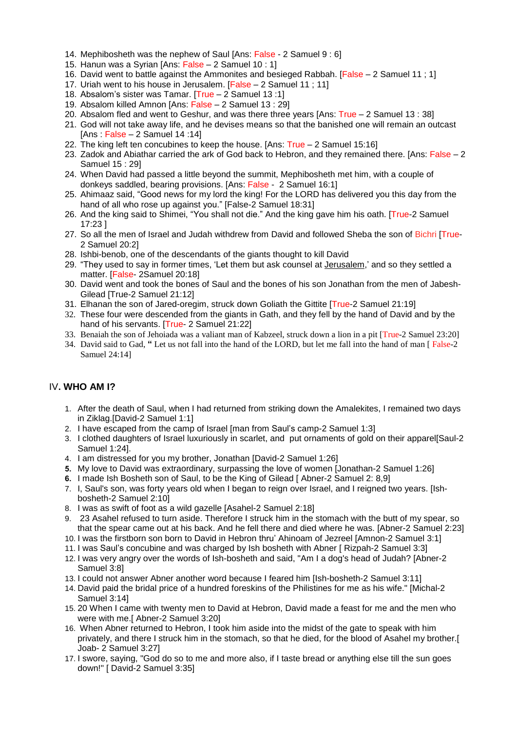14. Mephibosheth was the nephew of Saul [Ans: False - 2 Samuel 9 : 6]
15. Hanun was a Syrian [Ans: False – 2 Samuel 10 : 1]
16. David went to battle against the Ammonites and besieged Rabbah. [False – 2 Samuel 11 ; 1]
17. Uriah went to his house in Jerusalem. [False – 2 Samuel 11 ; 11]
18. Absalom's sister was Tamar. [True – 2 Samuel 13 :1]
19. Absalom killed Amnon [Ans: False – 2 Samuel 13 : 29]
20. Absalom fled and went to Geshur, and was there three years [Ans: True – 2 Samuel 13 : 38]
21. God will not take away life, and he devises means so that the banished one will remain an outcast [Ans : False – 2 Samuel 14 :14]
22. The king left ten concubines to keep the house. [Ans: True – 2 Samuel 15:16]
23. Zadok and Abiathar carried the ark of God back to Hebron, and they remained there. [Ans: False – 2 Samuel 15 : 29]
24. When David had passed a little beyond the summit, Mephibosheth met him, with a couple of donkeys saddled, bearing provisions. [Ans: False - 2 Samuel 16:1]
25. Ahimaaz said, "Good news for my lord the king! For the LORD has delivered you this day from the hand of all who rose up against you." [False-2 Samuel 18:31]
26. And the king said to Shimei, "You shall not die." And the king gave him his oath. [True-2 Samuel 17:23 ]
27. So all the men of Israel and Judah withdrew from David and followed Sheba the son of Bichri [True-2 Samuel 20:2]
28. Ishbi-benob, one of the descendants of the giants thought to kill David
29. "They used to say in former times, 'Let them but ask counsel at Jerusalem,' and so they settled a matter. [False- 2Samuel 20:18]
30. David went and took the bones of Saul and the bones of his son Jonathan from the men of Jabesh-Gilead [True-2 Samuel 21:12]
31. Elhanan the son of Jared-oregim, struck down Goliath the Gittite [True-2 Samuel 21:19]
32. These four were descended from the giants in Gath, and they fell by the hand of David and by the hand of his servants. [True- 2 Samuel 21:22]
33. Benaiah the son of Jehoiada was a valiant man of Kabzeel, struck down a lion in a pit [True-2 Samuel 23:20]
34. David said to Gad, " Let us not fall into the hand of the LORD, but let me fall into the hand of man [ False-2 Samuel 24:14]

## IV. WHO AM I?

1. After the death of Saul, when I had returned from striking down the Amalekites, I remained two days in Ziklag.[David-2 Samuel 1:1]
2. I have escaped from the camp of Israel [man from Saul's camp-2 Samuel 1:3]
3. I clothed daughters of Israel luxuriously in scarlet, and put ornaments of gold on their apparel[Saul-2 Samuel 1:24].
4. I am distressed for you my brother, Jonathan [David-2 Samuel 1:26]
5. My love to David was extraordinary, surpassing the love of women [Jonathan-2 Samuel 1:26]
6. I made Ish Bosheth son of Saul, to be the King of Gilead [ Abner-2 Samuel 2: 8,9]
7. I, Saul's son, was forty years old when I began to reign over Israel, and I reigned two years. [Ish-bosheth-2 Samuel 2:10]
8. I was as swift of foot as a wild gazelle [Asahel-2 Samuel 2:18]
9. 23 Asahel refused to turn aside. Therefore I struck him in the stomach with the butt of my spear, so that the spear came out at his back. And he fell there and died where he was. [Abner-2 Samuel 2:23]
10. I was the firstborn son born to David in Hebron thru' Ahinoam of Jezreel [Amnon-2 Samuel 3:1]
11. I was Saul's concubine and was charged by Ish bosheth with Abner [ Rizpah-2 Samuel 3:3]
12. I was very angry over the words of Ish-bosheth and said, "Am I a dog's head of Judah? [Abner-2 Samuel 3:8]
13. I could not answer Abner another word because I feared him [Ish-bosheth-2 Samuel 3:11]
14. David paid the bridal price of a hundred foreskins of the Philistines for me as his wife." [Michal-2 Samuel 3:14]
15. 20 When I came with twenty men to David at Hebron, David made a feast for me and the men who were with me.[ Abner-2 Samuel 3:20]
16. When Abner returned to Hebron, I took him aside into the midst of the gate to speak with him privately, and there I struck him in the stomach, so that he died, for the blood of Asahel my brother.[ Joab- 2 Samuel 3:27]
17. I swore, saying, "God do so to me and more also, if I taste bread or anything else till the sun goes down!" [ David-2 Samuel 3:35]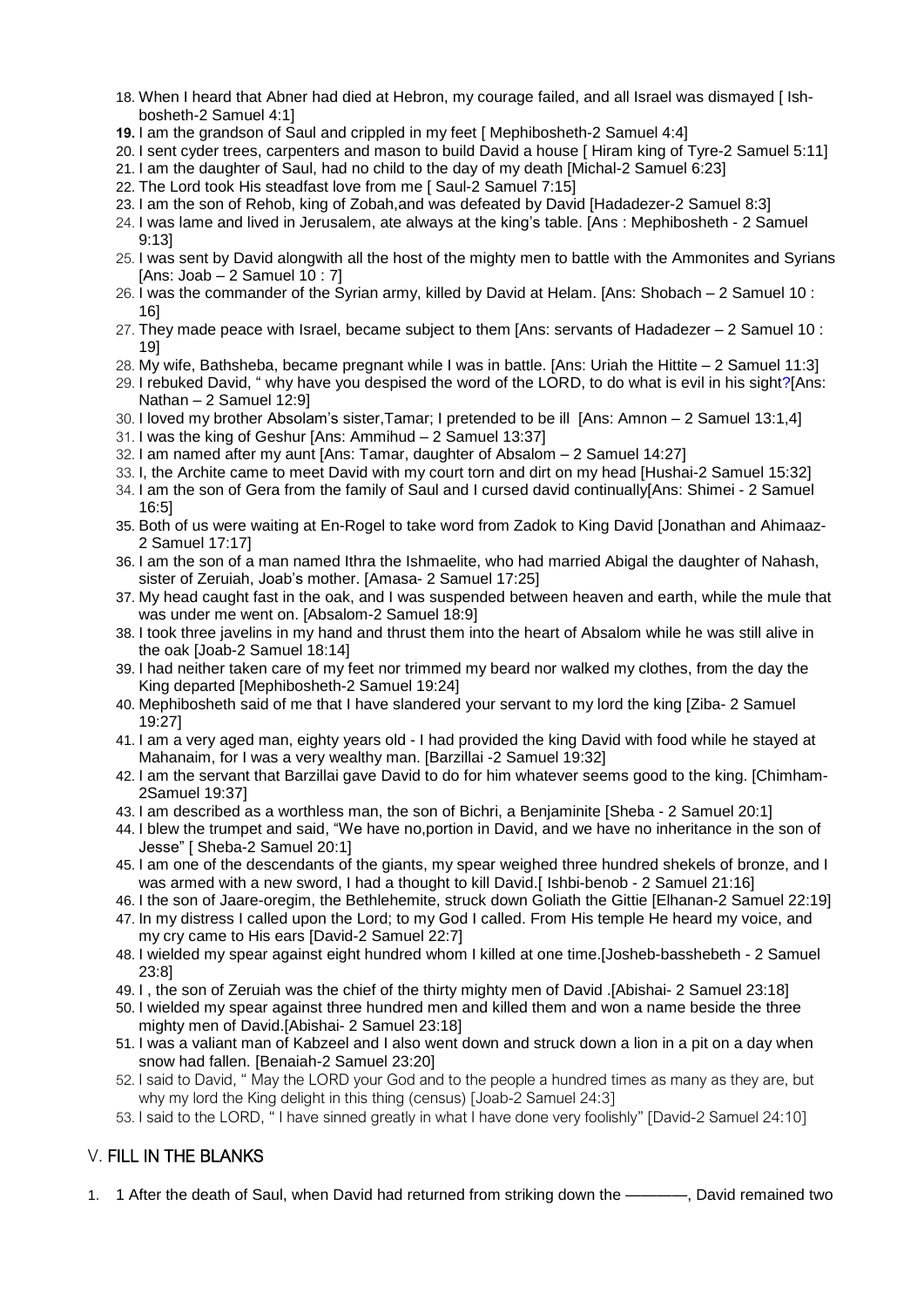18. When I heard that Abner had died at Hebron, my courage failed, and all Israel was dismayed [ Ish-bosheth-2 Samuel 4:1]
19. I am the grandson of Saul and crippled in my feet [ Mephibosheth-2 Samuel 4:4]
20. I sent cyder trees, carpenters and mason to build David a house [ Hiram king of Tyre-2 Samuel 5:11]
21. I am the daughter of Saul, had no child to the day of my death [Michal-2 Samuel 6:23]
22. The Lord took His steadfast love from me [ Saul-2 Samuel 7:15]
23. I am the son of Rehob, king of Zobah,and was defeated by David [Hadadezer-2 Samuel 8:3]
24. I was lame and lived in Jerusalem, ate always at the king's table. [Ans : Mephibosheth - 2 Samuel 9:13]
25. I was sent by David alongwith all the host of the mighty men to battle with the Ammonites and Syrians [Ans: Joab – 2 Samuel 10 : 7]
26. I was the commander of the Syrian army, killed by David at Helam. [Ans: Shobach – 2 Samuel 10 : 16]
27. They made peace with Israel, became subject to them [Ans: servants of Hadadezer – 2 Samuel 10 : 19]
28. My wife, Bathsheba, became pregnant while I was in battle. [Ans: Uriah the Hittite – 2 Samuel 11:3]
29. I rebuked David, " why have you despised the word of the LORD, to do what is evil in his sight?[Ans: Nathan – 2 Samuel 12:9]
30. I loved my brother Absolam's sister,Tamar; I pretended to be ill [Ans: Amnon – 2 Samuel 13:1,4]
31. I was the king of Geshur [Ans: Ammihud – 2 Samuel 13:37]
32. I am named after my aunt [Ans: Tamar, daughter of Absalom – 2 Samuel 14:27]
33. I, the Archite came to meet David with my court torn and dirt on my head [Hushai-2 Samuel 15:32]
34. I am the son of Gera from the family of Saul and I cursed david continually[Ans: Shimei - 2 Samuel 16:5]
35. Both of us were waiting at En-Rogel to take word from Zadok to King David [Jonathan and Ahimaaz-2 Samuel 17:17]
36. I am the son of a man named Ithra the Ishmaelite, who had married Abigal the daughter of Nahash, sister of Zeruiah, Joab's mother. [Amasa- 2 Samuel 17:25]
37. My head caught fast in the oak, and I was suspended between heaven and earth, while the mule that was under me went on. [Absalom-2 Samuel 18:9]
38. I took three javelins in my hand and thrust them into the heart of Absalom while he was still alive in the oak [Joab-2 Samuel 18:14]
39. I had neither taken care of my feet nor trimmed my beard nor walked my clothes, from the day the King departed [Mephibosheth-2 Samuel 19:24]
40. Mephibosheth said of me that I have slandered your servant to my lord the king [Ziba- 2 Samuel 19:27]
41. I am a very aged man, eighty years old - I had provided the king David with food while he stayed at Mahanaim, for I was a very wealthy man. [Barzillai -2 Samuel 19:32]
42. I am the servant that Barzillai gave David to do for him whatever seems good to the king. [Chimham-2Samuel 19:37]
43. I am described as a worthless man, the son of Bichri, a Benjaminite [Sheba - 2 Samuel 20:1]
44. I blew the trumpet and said, "We have no,portion in David, and we have no inheritance in the son of Jesse" [ Sheba-2 Samuel 20:1]
45. I am one of the descendants of the giants, my spear weighed three hundred shekels of bronze, and I was armed with a new sword, I had a thought to kill David.[ Ishbi-benob - 2 Samuel 21:16]
46. I the son of Jaare-oregim, the Bethlehemite, struck down Goliath the Gittie [Elhanan-2 Samuel 22:19]
47. In my distress I called upon the Lord; to my God I called. From His temple He heard my voice, and my cry came to His ears [David-2 Samuel 22:7]
48. I wielded my spear against eight hundred whom I killed at one time.[Josheb-basshebeth - 2 Samuel 23:8]
49. I , the son of Zeruiah was the chief of the thirty mighty men of David .[Abishai- 2 Samuel 23:18]
50. I wielded my spear against three hundred men and killed them and won a name beside the three mighty men of David.[Abishai- 2 Samuel 23:18]
51. I was a valiant man of Kabzeel and I also went down and struck down a lion in a pit on a day when snow had fallen. [Benaiah-2 Samuel 23:20]
52. I said to David, " May the LORD your God and to the people a hundred times as many as they are, but why my lord the King delight in this thing (census) [Joab-2 Samuel 24:3]
53. I said to the LORD, " I have sinned greatly in what I have done very foolishly" [David-2 Samuel 24:10]

## V. FILL IN THE BLANKS

1. 1 After the death of Saul, when David had returned from striking down the ————, David remained two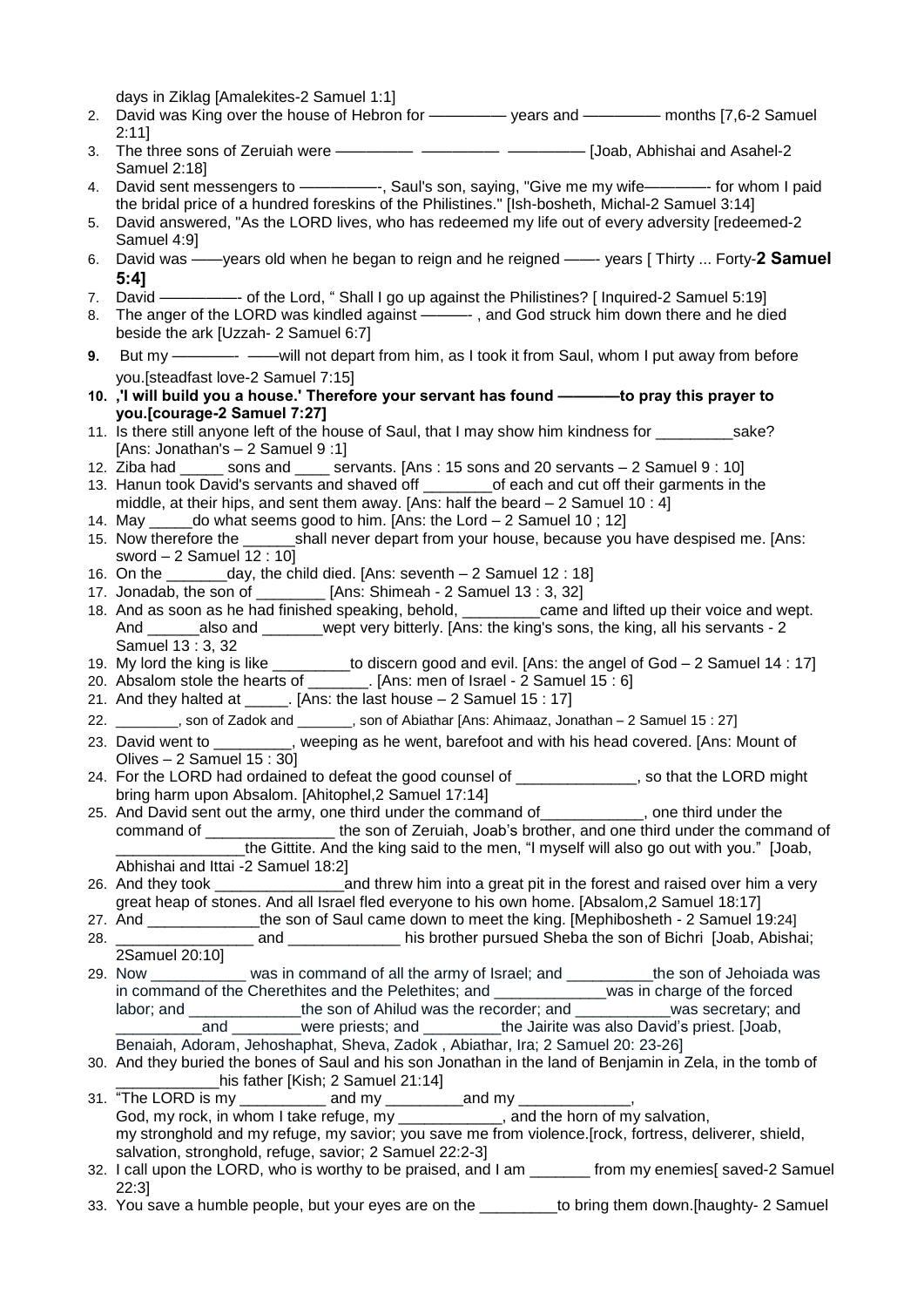days in Ziklag [Amalekites-2 Samuel 1:1]

2. David was King over the house of Hebron for ————— years and ————— months [7,6-2 Samuel 2:11]
3. The three sons of Zeruiah were ————— ————— ————— [Joab, Abhishai and Asahel-2 Samuel 2:18]
4. David sent messengers to —————-, Saul's son, saying, "Give me my wife————- for whom I paid the bridal price of a hundred foreskins of the Philistines." [Ish-bosheth, Michal-2 Samuel 3:14]
5. David answered, "As the LORD lives, who has redeemed my life out of every adversity [redeemed-2 Samuel 4:9]
6. David was ——years old when he began to reign and he reigned ——- years [ Thirty ... Forty-**2 Samuel 5:4]**
7. David —————- of the Lord, " Shall I go up against the Philistines? [ Inquired-2 Samuel 5:19]
8. The anger of the LORD was kindled against ———- , and God struck him down there and he died beside the ark [Uzzah- 2 Samuel 6:7]
9. But my ————- ——will not depart from him, as I took it from Saul, whom I put away from before you.[steadfast love-2 Samuel 7:15]
10. **,'I will build you a house.' Therefore your servant has found ————to pray this prayer to you.[courage-2 Samuel 7:27]**
11. Is there still anyone left of the house of Saul, that I may show him kindness for _________sake? [Ans: Jonathan's – 2 Samuel 9 :1]
12. Ziba had _____ sons and ____ servants. [Ans : 15 sons and 20 servants – 2 Samuel 9 : 10]
13. Hanun took David's servants and shaved off ________of each and cut off their garments in the middle, at their hips, and sent them away. [Ans: half the beard – 2 Samuel 10 : 4]
14. May _____do what seems good to him. [Ans: the Lord – 2 Samuel 10 ; 12]
15. Now therefore the ______shall never depart from your house, because you have despised me. [Ans: sword – 2 Samuel 12 : 10]
16. On the _______day, the child died. [Ans: seventh – 2 Samuel 12 : 18]
17. Jonadab, the son of ________ [Ans: Shimeah - 2 Samuel 13 : 3, 32]
18. And as soon as he had finished speaking, behold, _________came and lifted up their voice and wept. And ______also and _______wept very bitterly. [Ans: the king's sons, the king, all his servants - 2 Samuel 13 : 3, 32
19. My lord the king is like _________to discern good and evil. [Ans: the angel of God – 2 Samuel 14 : 17]
20. Absalom stole the hearts of _______. [Ans: men of Israel - 2 Samuel 15 : 6]
21. And they halted at _____. [Ans: the last house – 2 Samuel 15 : 17]
22. ________, son of Zadok and _______, son of Abiathar [Ans: Ahimaaz, Jonathan – 2 Samuel 15 : 27]
23. David went to _________, weeping as he went, barefoot and with his head covered. [Ans: Mount of Olives – 2 Samuel 15 : 30]
24. For the LORD had ordained to defeat the good counsel of ______________, so that the LORD might bring harm upon Absalom. [Ahitophel,2 Samuel 17:14]
25. And David sent out the army, one third under the command of____________, one third under the command of _______________ the son of Zeruiah, Joab's brother, and one third under the command of _______________the Gittite. And the king said to the men, "I myself will also go out with you." [Joab, Abhishai and Ittai -2 Samuel 18:2]
26. And they took _______________and threw him into a great pit in the forest and raised over him a very great heap of stones. And all Israel fled everyone to his own home. [Absalom,2 Samuel 18:17]
27. And _____________the son of Saul came down to meet the king. [Mephibosheth - 2 Samuel 19:24]
28. ________________ and _____________ his brother pursued Sheba the son of Bichri [Joab, Abishai; 2Samuel 20:10]
29. Now ___________ was in command of all the army of Israel; and __________the son of Jehoiada was in command of the Cherethites and the Pelethites; and _____________was in charge of the forced labor; and _____________the son of Ahilud was the recorder; and ___________was secretary; and __________and ________were priests; and _________the Jairite was also David's priest. [Joab, Benaiah, Adoram, Jehoshaphat, Sheva, Zadok , Abiathar, Ira; 2 Samuel 20: 23-26]
30. And they buried the bones of Saul and his son Jonathan in the land of Benjamin in Zela, in the tomb of ____________his father [Kish; 2 Samuel 21:14]
31. "The LORD is my __________ and my _________and my _____________, God, my rock, in whom I take refuge, my ____________, and the horn of my salvation, my stronghold and my refuge, my savior; you save me from violence.[rock, fortress, deliverer, shield, salvation, stronghold, refuge, savior; 2 Samuel 22:2-3]
32. I call upon the LORD, who is worthy to be praised, and I am _______ from my enemies[ saved-2 Samuel 22:3]
33. You save a humble people, but your eyes are on the _________to bring them down.[haughty- 2 Samuel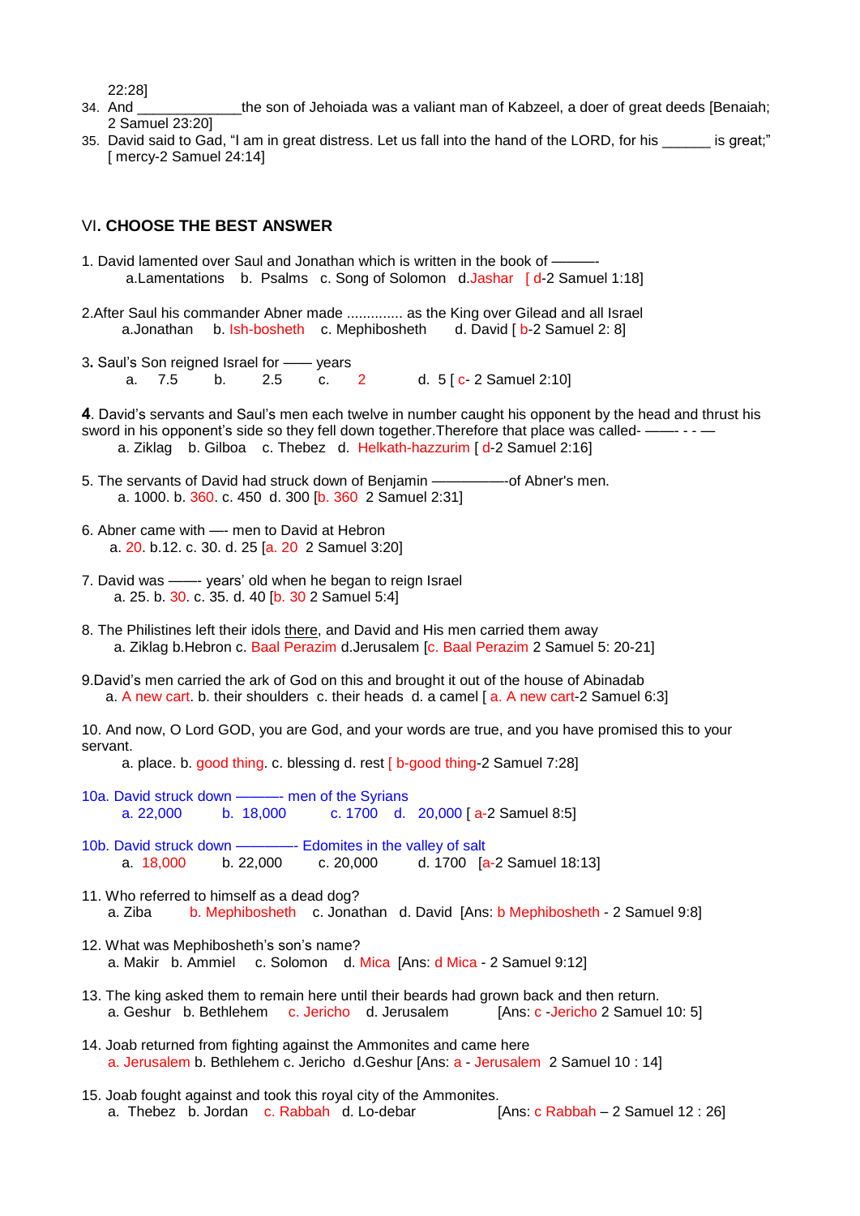22:28]

34. And ____________the son of Jehoiada was a valiant man of Kabzeel, a doer of great deeds [Benaiah; 2 Samuel 23:20]
35. David said to Gad, "I am in great distress. Let us fall into the hand of the LORD, for his ______ is great;" [ mercy-2 Samuel 24:14]

## VI. CHOOSE THE BEST ANSWER

1. David lamented over Saul and Jonathan which is written in the book of ———
   a.Lamentations b. Psalms c. Song of Solomon d.Jashar [ d-2 Samuel 1:18]

2.After Saul his commander Abner made .............. as the King over Gilead and all Israel
   a.Jonathan b. Ish-bosheth c. Mephibosheth d. David [ b-2 Samuel 2: 8]

3. Saul's Son reigned Israel for —— years
   a. 7.5 b. 2.5 c. 2 d. 5 [ c- 2 Samuel 2:10]

**4**. David's servants and Saul's men each twelve in number caught his opponent by the head and thrust his sword in his opponent's side so they fell down together.Therefore that place was called- ——- - - —
   a. Ziklag b. Gilboa c. Thebez d. Helkath-hazzurim [ d-2 Samuel 2:16]

5. The servants of David had struck down of Benjamin ————-of Abner's men.
   a. 1000. b. 360. c. 450 d. 300 [b. 360 2 Samuel 2:31]

6. Abner came with —- men to David at Hebron
   a. 20. b.12. c. 30. d. 25 [a. 20 2 Samuel 3:20]

7. David was ——- years' old when he began to reign Israel
   a. 25. b. 30. c. 35. d. 40 [b. 30 2 Samuel 5:4]

8. The Philistines left their idols there, and David and His men carried them away
   a. Ziklag b.Hebron c. Baal Perazim d.Jerusalem [c. Baal Perazim 2 Samuel 5: 20-21]

9.David's men carried the ark of God on this and brought it out of the house of Abinadab
   a. A new cart. b. their shoulders c. their heads d. a camel [ a. A new cart-2 Samuel 6:3]

10. And now, O Lord GOD, you are God, and your words are true, and you have promised this to your servant.
   a. place. b. good thing. c. blessing d. rest [ b-good thing-2 Samuel 7:28]

10a. David struck down ——— men of the Syrians
   a. 22,000 b. 18,000 c. 1700 d. 20,000 [ a-2 Samuel 8:5]

10b. David struck down ———- Edomites in the valley of salt
   a. 18,000 b. 22,000 c. 20,000 d. 1700 [a-2 Samuel 18:13]

11. Who referred to himself as a dead dog?
   a. Ziba b. Mephibosheth c. Jonathan d. David [Ans: b Mephibosheth - 2 Samuel 9:8]

12. What was Mephibosheth's son's name?
   a. Makir b. Ammiel c. Solomon d. Mica [Ans: d Mica - 2 Samuel 9:12]

13. The king asked them to remain here until their beards had grown back and then return.
   a. Geshur b. Bethlehem c. Jericho d. Jerusalem [Ans: c -Jericho 2 Samuel 10: 5]

14. Joab returned from fighting against the Ammonites and came here
   a. Jerusalem b. Bethlehem c. Jericho d.Geshur [Ans: a - Jerusalem 2 Samuel 10 : 14]

15. Joab fought against and took this royal city of the Ammonites.
   a. Thebez b. Jordan c. Rabbah d. Lo-debar [Ans: c Rabbah – 2 Samuel 12 : 26]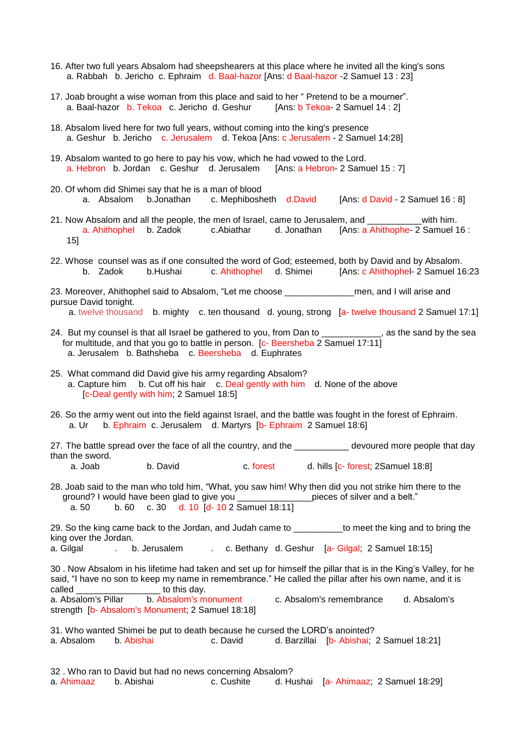16. After two full years Absalom had sheepshearers at this place where he invited all the king's sons
a. Rabbah b. Jericho c. Ephraim d. Baal-hazor [Ans: d Baal-hazor -2 Samuel 13 : 23]

17. Joab brought a wise woman from this place and said to her " Pretend to be a mourner".
a. Baal-hazor b. Tekoa c. Jericho d. Geshur [Ans: b Tekoa- 2 Samuel 14 : 2]

18. Absalom lived here for two full years, without coming into the king's presence
a. Geshur b. Jericho c. Jerusalem d. Tekoa [Ans: c Jerusalem - 2 Samuel 14:28]

19. Absalom wanted to go here to pay his vow, which he had vowed to the Lord.
a. Hebron b. Jordan c. Geshur d. Jerusalem [Ans: a Hebron- 2 Samuel 15 : 7]

20. Of whom did Shimei say that he is a man of blood
a. Absalom b.Jonathan c. Mephibosheth d.David [Ans: d David - 2 Samuel 16 : 8]

21. Now Absalom and all the people, the men of Israel, came to Jerusalem, and ___________with him.
a. Ahithophel b. Zadok c.Abiathar d. Jonathan [Ans: a Ahithophe- 2 Samuel 16 : 15]

22. Whose counsel was as if one consulted the word of God; esteemed, both by David and by Absalom.
b. Zadok b.Hushai c. Ahithophel d. Shimei [Ans: c Ahithophel- 2 Samuel 16:23

23. Moreover, Ahithophel said to Absalom, "Let me choose ______________men, and I will arise and pursue David tonight.
a. twelve thousand b. mighty c. ten thousand d. young, strong [a- twelve thousand 2 Samuel 17:1]

24. But my counsel is that all Israel be gathered to you, from Dan to ____________, as the sand by the sea for multitude, and that you go to battle in person. [c- Beersheba 2 Samuel 17:11]
a. Jerusalem b. Bathsheba c. Beersheba d. Euphrates

25. What command did David give his army regarding Absalom?
a. Capture him b. Cut off his hair c. Deal gently with him d. None of the above
[c-Deal gently with him; 2 Samuel 18:5]

26. So the army went out into the field against Israel, and the battle was fought in the forest of Ephraim.
a. Ur b. Ephraim c. Jerusalem d. Martyrs [b- Ephraim 2 Samuel 18:6]

27. The battle spread over the face of all the country, and the ___________ devoured more people that day than the sword.
a. Joab b. David c. forest d. hills [c- forest; 2Samuel 18:8]

28. Joab said to the man who told him, "What, you saw him! Why then did you not strike him there to the ground? I would have been glad to give you _______________pieces of silver and a belt."
a. 50 b. 60 c. 30 d. 10 [d- 10 2 Samuel 18:11]

29. So the king came back to the Jordan, and Judah came to __________to meet the king and to bring the king over the Jordan.
a. Gilgal . b. Jerusalem . c. Bethany d. Geshur [a- Gilgal; 2 Samuel 18:15]

30 . Now Absalom in his lifetime had taken and set up for himself the pillar that is in the King's Valley, for he said, "I have no son to keep my name in remembrance." He called the pillar after his own name, and it is called _________________ to this day.
a. Absalom's Pillar b. Absalom's monument c. Absalom's remembrance d. Absalom's strength [b- Absalom's Monument; 2 Samuel 18:18]

31. Who wanted Shimei be put to death because he cursed the LORD's anointed?
a. Absalom b. Abishai c. David d. Barzillai [b- Abishai; 2 Samuel 18:21]

32 . Who ran to David but had no news concerning Absalom?
a. Ahimaaz b. Abishai c. Cushite d. Hushai [a- Ahimaaz; 2 Samuel 18:29]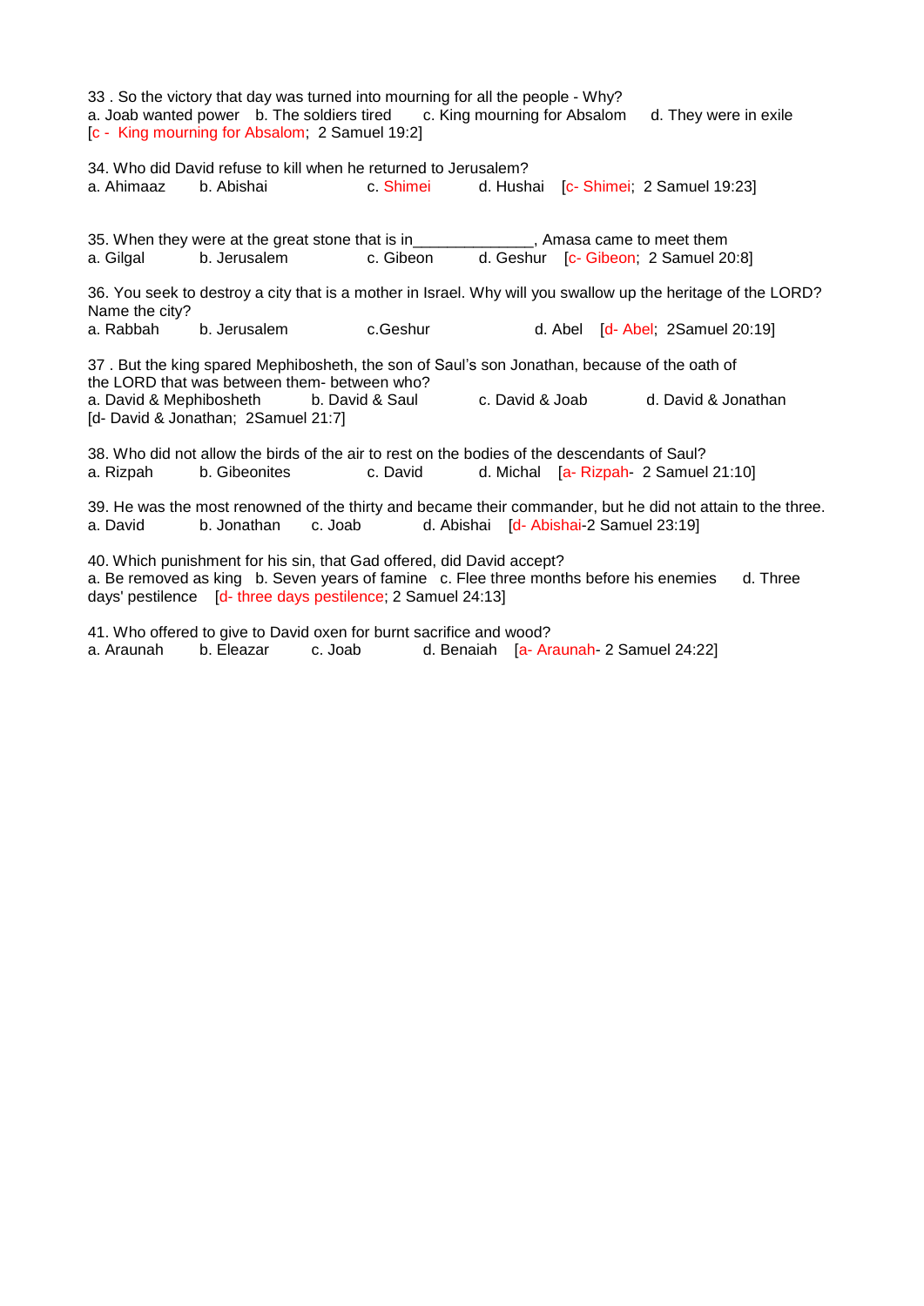33 . So the victory that day was turned into mourning for all the people - Why?
a. Joab wanted power    b. The soldiers tired    c. King mourning for Absalom    d. They were in exile
[c - King mourning for Absalom; 2 Samuel 19:2]

34. Who did David refuse to kill when he returned to Jerusalem?
a. Ahimaaz    b. Abishai    c. Shimei    d. Hushai    [c- Shimei; 2 Samuel 19:23]

35. When they were at the great stone that is in______________, Amasa came to meet them
a. Gilgal    b. Jerusalem    c. Gibeon    d. Geshur    [c- Gibeon; 2 Samuel 20:8]

36. You seek to destroy a city that is a mother in Israel. Why will you swallow up the heritage of the LORD? Name the city?
a. Rabbah    b. Jerusalem    c.Geshur    d. Abel    [d- Abel; 2Samuel 20:19]

37 . But the king spared Mephibosheth, the son of Saul's son Jonathan, because of the oath of the LORD that was between them- between who?
a. David & Mephibosheth    b. David & Saul    c. David & Joab    d. David & Jonathan
[d- David & Jonathan; 2Samuel 21:7]

38. Who did not allow the birds of the air to rest on the bodies of the descendants of Saul?
a. Rizpah    b. Gibeonites    c. David    d. Michal    [a- Rizpah- 2 Samuel 21:10]

39. He was the most renowned of the thirty and became their commander, but he did not attain to the three.
a. David    b. Jonathan    c. Joab    d. Abishai    [d- Abishai-2 Samuel 23:19]

40. Which punishment for his sin, that Gad offered, did David accept?
a. Be removed as king    b. Seven years of famine    c. Flee three months before his enemies    d. Three days' pestilence    [d- three days pestilence; 2 Samuel 24:13]

41. Who offered to give to David oxen for burnt sacrifice and wood?
a. Araunah    b. Eleazar    c. Joab    d. Benaiah    [a- Araunah- 2 Samuel 24:22]